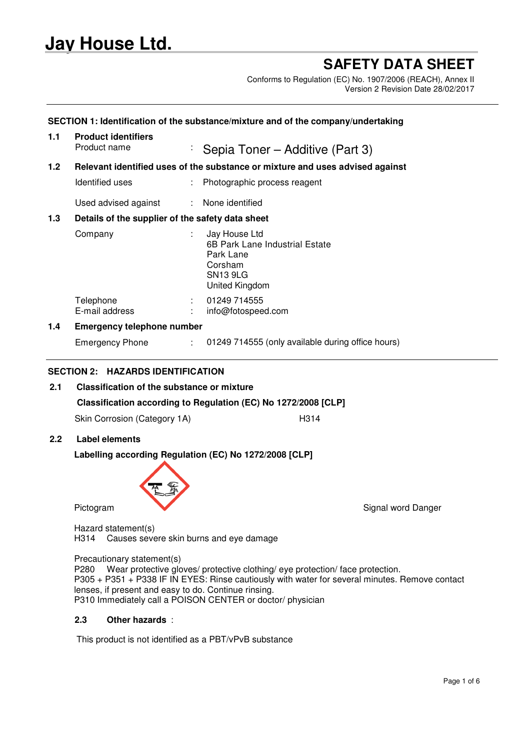# Jay House Ltd.

## SAFETY DATA SHEET

Conforms to Regulation (EC) No. 1907/2006 (REACH), Annex II
Version 2 Revision Date 28/02/2017

### SECTION 1: Identification of the substance/mixture and of the company/undertaking

**1.1 Product identifiers**

Product name : Sepia Toner – Additive (Part 3)

**1.2 Relevant identified uses of the substance or mixture and uses advised against**

Identified uses : Photographic process reagent

Used advised against : None identified

**1.3 Details of the supplier of the safety data sheet**

Company : Jay House Ltd
6B Park Lane Industrial Estate
Park Lane
Corsham
SN13 9LG
United Kingdom

Telephone : 01249 714555
E-mail address : info@fotospeed.com

**1.4 Emergency telephone number**

Emergency Phone : 01249 714555 (only available during office hours)

### SECTION 2: HAZARDS IDENTIFICATION

**2.1 Classification of the substance or mixture**

**Classification according to Regulation (EC) No 1272/2008 [CLP]**

Skin Corrosion (Category 1A) H314

**2.2 Label elements**

**Labelling according Regulation (EC) No 1272/2008 [CLP]**

Pictogram

Signal word Danger

Hazard statement(s)
H314 Causes severe skin burns and eye damage

Precautionary statement(s)
P280 Wear protective gloves/ protective clothing/ eye protection/ face protection.
P305 + P351 + P338 IF IN EYES: Rinse cautiously with water for several minutes. Remove contact lenses, if present and easy to do. Continue rinsing.
P310 Immediately call a POISON CENTER or doctor/ physician

**2.3 Other hazards** :

This product is not identified as a PBT/vPvB substance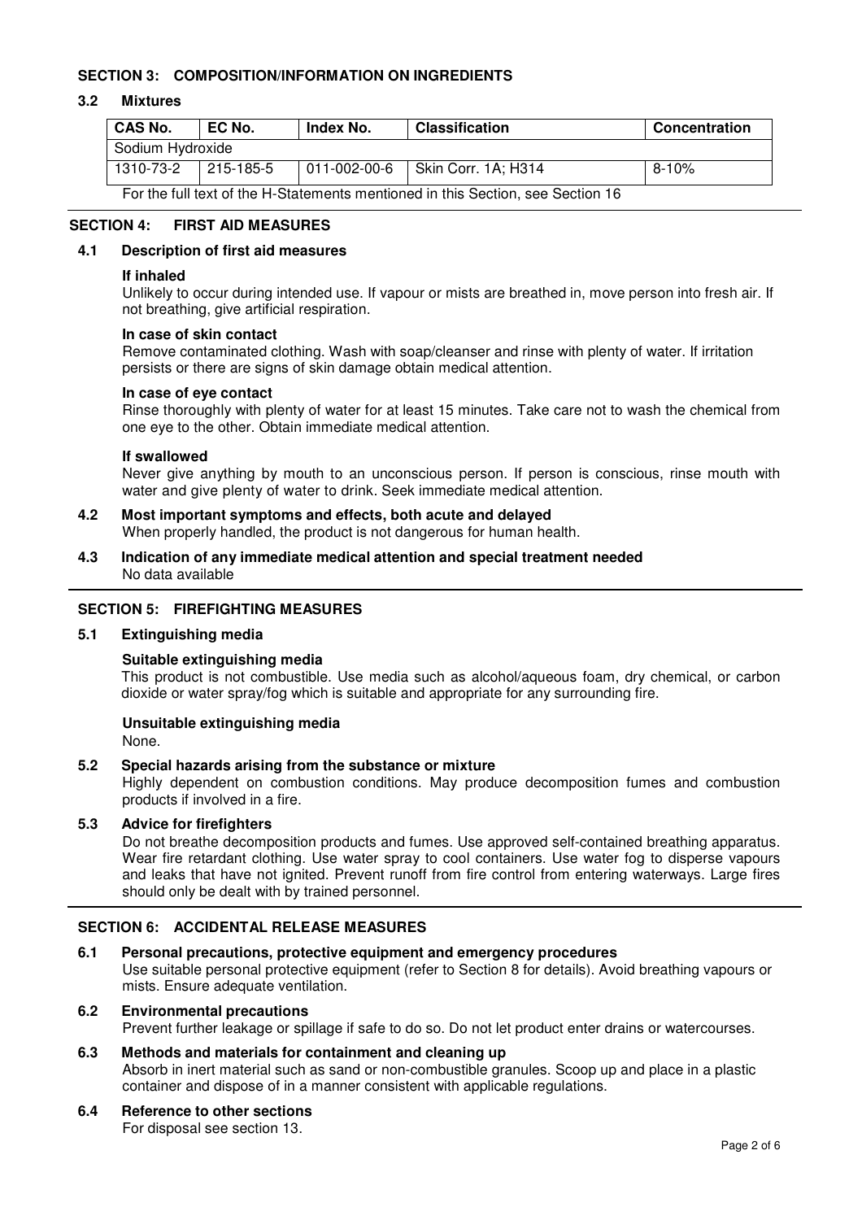## SECTION 3: COMPOSITION/INFORMATION ON INGREDIENTS

### 3.2 Mixtures

| CAS No. | EC No. | Index No. | Classification | Concentration |
|---|---|---|---|---|
| Sodium Hydroxide | | | | |
| 1310-73-2 | 215-185-5 | 011-002-00-6 | Skin Corr. 1A; H314 | 8-10% |

For the full text of the H-Statements mentioned in this Section, see Section 16

## SECTION 4: FIRST AID MEASURES

### 4.1 Description of first aid measures

**If inhaled**

Unlikely to occur during intended use. If vapour or mists are breathed in, move person into fresh air. If not breathing, give artificial respiration.

**In case of skin contact**

Remove contaminated clothing. Wash with soap/cleanser and rinse with plenty of water. If irritation persists or there are signs of skin damage obtain medical attention.

**In case of eye contact**

Rinse thoroughly with plenty of water for at least 15 minutes. Take care not to wash the chemical from one eye to the other. Obtain immediate medical attention.

**If swallowed**

Never give anything by mouth to an unconscious person. If person is conscious, rinse mouth with water and give plenty of water to drink. Seek immediate medical attention.

### 4.2 Most important symptoms and effects, both acute and delayed

When properly handled, the product is not dangerous for human health.

### 4.3 Indication of any immediate medical attention and special treatment needed

No data available

## SECTION 5: FIREFIGHTING MEASURES

### 5.1 Extinguishing media

**Suitable extinguishing media**

This product is not combustible. Use media such as alcohol/aqueous foam, dry chemical, or carbon dioxide or water spray/fog which is suitable and appropriate for any surrounding fire.

**Unsuitable extinguishing media**

None.

### 5.2 Special hazards arising from the substance or mixture

Highly dependent on combustion conditions. May produce decomposition fumes and combustion products if involved in a fire.

### 5.3 Advice for firefighters

Do not breathe decomposition products and fumes. Use approved self-contained breathing apparatus. Wear fire retardant clothing. Use water spray to cool containers. Use water fog to disperse vapours and leaks that have not ignited. Prevent runoff from fire control from entering waterways. Large fires should only be dealt with by trained personnel.

## SECTION 6: ACCIDENTAL RELEASE MEASURES

### 6.1 Personal precautions, protective equipment and emergency procedures

Use suitable personal protective equipment (refer to Section 8 for details). Avoid breathing vapours or mists. Ensure adequate ventilation.

### 6.2 Environmental precautions

Prevent further leakage or spillage if safe to do so. Do not let product enter drains or watercourses.

### 6.3 Methods and materials for containment and cleaning up

Absorb in inert material such as sand or non-combustible granules. Scoop up and place in a plastic container and dispose of in a manner consistent with applicable regulations.

### 6.4 Reference to other sections

For disposal see section 13.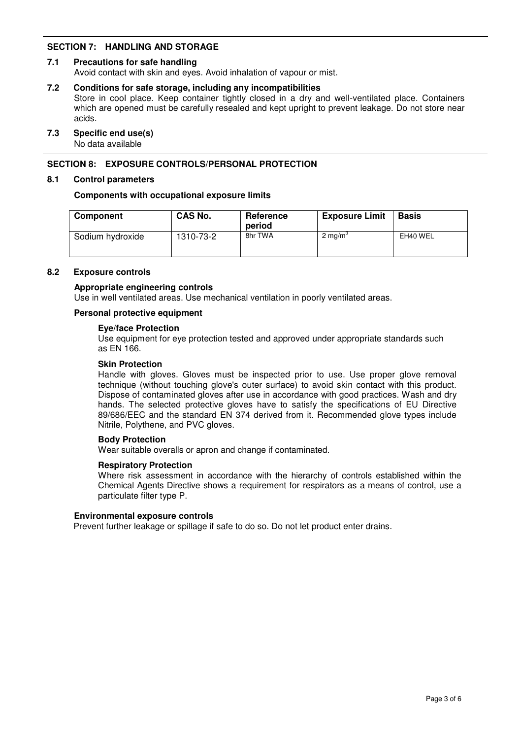## SECTION 7: HANDLING AND STORAGE

### 7.1 Precautions for safe handling

Avoid contact with skin and eyes. Avoid inhalation of vapour or mist.

### 7.2 Conditions for safe storage, including any incompatibilities

Store in cool place. Keep container tightly closed in a dry and well-ventilated place. Containers which are opened must be carefully resealed and kept upright to prevent leakage. Do not store near acids.

### 7.3 Specific end use(s)

No data available

## SECTION 8: EXPOSURE CONTROLS/PERSONAL PROTECTION

### 8.1 Control parameters

**Components with occupational exposure limits**

| Component | CAS No. | Reference period | Exposure Limit | Basis |
|---|---|---|---|---|
| Sodium hydroxide | 1310-73-2 | 8hr TWA | 2 $mg/m^3$ | EH40 WEL |

### 8.2 Exposure controls

**Appropriate engineering controls**

Use in well ventilated areas. Use mechanical ventilation in poorly ventilated areas.

**Personal protective equipment**

**Eye/face Protection**

Use equipment for eye protection tested and approved under appropriate standards such as EN 166.

**Skin Protection**

Handle with gloves. Gloves must be inspected prior to use. Use proper glove removal technique (without touching glove's outer surface) to avoid skin contact with this product. Dispose of contaminated gloves after use in accordance with good practices. Wash and dry hands. The selected protective gloves have to satisfy the specifications of EU Directive 89/686/EEC and the standard EN 374 derived from it. Recommended glove types include Nitrile, Polythene, and PVC gloves.

**Body Protection**

Wear suitable overalls or apron and change if contaminated.

**Respiratory Protection**

Where risk assessment in accordance with the hierarchy of controls established within the Chemical Agents Directive shows a requirement for respirators as a means of control, use a particulate filter type P.

**Environmental exposure controls**

Prevent further leakage or spillage if safe to do so. Do not let product enter drains.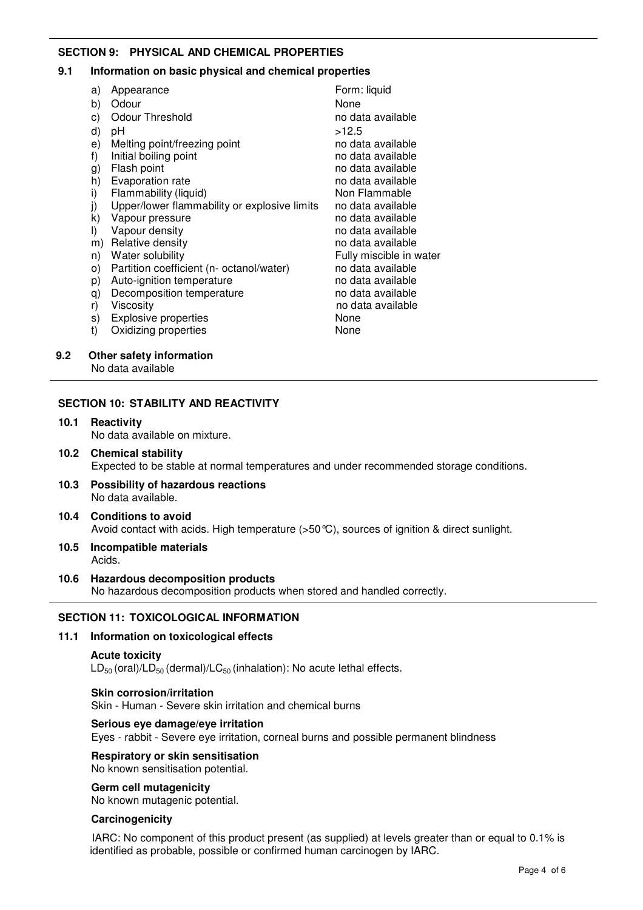## SECTION 9: PHYSICAL AND CHEMICAL PROPERTIES

### 9.1 Information on basic physical and chemical properties

| | | |
|---|---|---|
| a) | Appearance | Form: liquid |
| b) | Odour | None |
| c) | Odour Threshold | no data available |
| d) | pH | >12.5 |
| e) | Melting point/freezing point | no data available |
| f) | Initial boiling point | no data available |
| g) | Flash point | no data available |
| h) | Evaporation rate | no data available |
| i) | Flammability (liquid) | Non Flammable |
| j) | Upper/lower flammability or explosive limits | no data available |
| k) | Vapour pressure | no data available |
| l) | Vapour density | no data available |
| m) | Relative density | no data available |
| n) | Water solubility | Fully miscible in water |
| o) | Partition coefficient (n- octanol/water) | no data available |
| p) | Auto-ignition temperature | no data available |
| q) | Decomposition temperature | no data available |
| r) | Viscosity | no data available |
| s) | Explosive properties | None |
| t) | Oxidizing properties | None |

### 9.2 Other safety information

No data available

## SECTION 10: STABILITY AND REACTIVITY

### 10.1 Reactivity

No data available on mixture.

### 10.2 Chemical stability

Expected to be stable at normal temperatures and under recommended storage conditions.

### 10.3 Possibility of hazardous reactions

No data available.

### 10.4 Conditions to avoid

Avoid contact with acids. High temperature (>50℃), sources of ignition & direct sunlight.

### 10.5 Incompatible materials

Acids.

### 10.6 Hazardous decomposition products

No hazardous decomposition products when stored and handled correctly.

## SECTION 11: TOXICOLOGICAL INFORMATION

### 11.1 Information on toxicological effects

**Acute toxicity**

$LD_{50}$ (oral)/$LD_{50}$ (dermal)/$LC_{50}$ (inhalation): No acute lethal effects.

**Skin corrosion/irritation**

Skin - Human - Severe skin irritation and chemical burns

**Serious eye damage/eye irritation**

Eyes - rabbit - Severe eye irritation, corneal burns and possible permanent blindness

**Respiratory or skin sensitisation**

No known sensitisation potential.

**Germ cell mutagenicity**

No known mutagenic potential.

**Carcinogenicity**

IARC: No component of this product present (as supplied) at levels greater than or equal to 0.1% is identified as probable, possible or confirmed human carcinogen by IARC.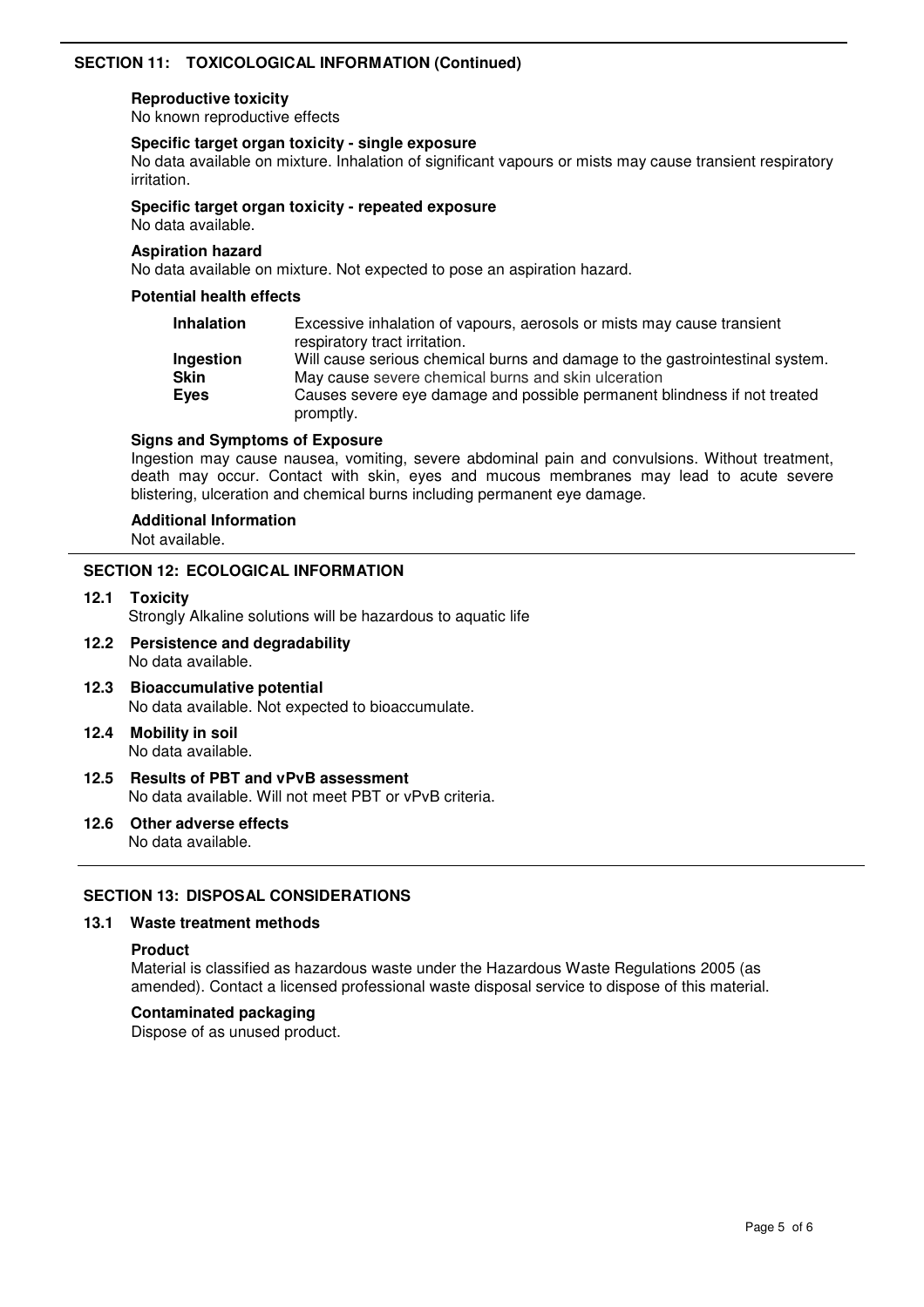## SECTION 11: TOXICOLOGICAL INFORMATION (Continued)

**Reproductive toxicity**
No known reproductive effects

**Specific target organ toxicity - single exposure**
No data available on mixture. Inhalation of significant vapours or mists may cause transient respiratory irritation.

**Specific target organ toxicity - repeated exposure**
No data available.

**Aspiration hazard**
No data available on mixture. Not expected to pose an aspiration hazard.

**Potential health effects**

| | |
|---|---|
| **Inhalation** | Excessive inhalation of vapours, aerosols or mists may cause transient respiratory tract irritation. |
| **Ingestion** | Will cause serious chemical burns and damage to the gastrointestinal system. |
| **Skin** | May cause severe chemical burns and skin ulceration |
| **Eyes** | Causes severe eye damage and possible permanent blindness if not treated promptly. |

**Signs and Symptoms of Exposure**
Ingestion may cause nausea, vomiting, severe abdominal pain and convulsions. Without treatment, death may occur. Contact with skin, eyes and mucous membranes may lead to acute severe blistering, ulceration and chemical burns including permanent eye damage.

**Additional Information**
Not available.

## SECTION 12: ECOLOGICAL INFORMATION

**12.1 Toxicity**
Strongly Alkaline solutions will be hazardous to aquatic life

**12.2 Persistence and degradability**
No data available.

**12.3 Bioaccumulative potential**
No data available. Not expected to bioaccumulate.

**12.4 Mobility in soil**
No data available.

**12.5 Results of PBT and vPvB assessment**
No data available. Will not meet PBT or vPvB criteria.

**12.6 Other adverse effects**
No data available.

## SECTION 13: DISPOSAL CONSIDERATIONS

**13.1 Waste treatment methods**

**Product**
Material is classified as hazardous waste under the Hazardous Waste Regulations 2005 (as amended). Contact a licensed professional waste disposal service to dispose of this material.

**Contaminated packaging**
Dispose of as unused product.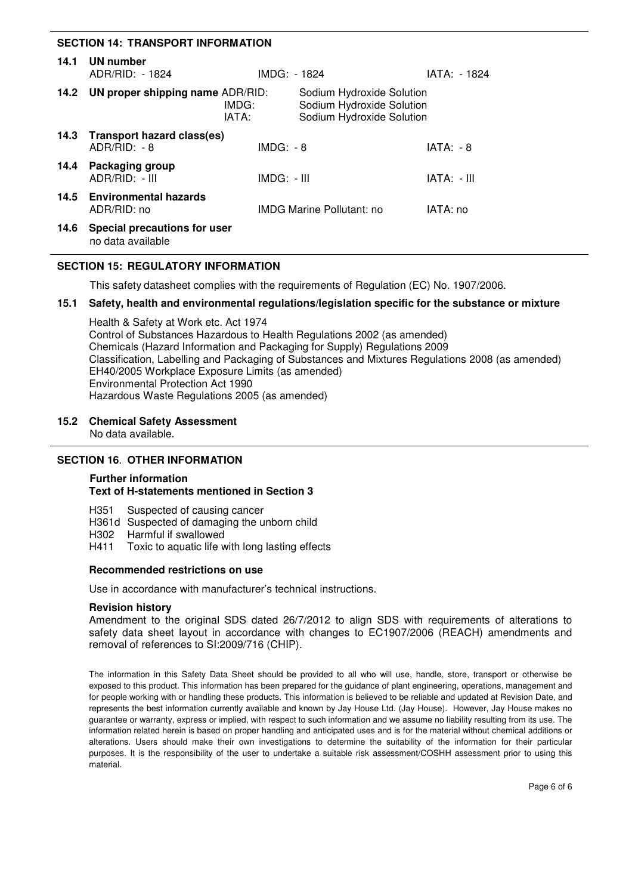## SECTION 14: TRANSPORT INFORMATION

**14.1 UN number**

| | | |
|---|---|---|
| ADR/RID: - 1824 | IMDG: - 1824 | IATA: - 1824 |

**14.2 UN proper shipping name**

| | |
|---|---|
| ADR/RID: | Sodium Hydroxide Solution |
| IMDG: | Sodium Hydroxide Solution |
| IATA: | Sodium Hydroxide Solution |

**14.3 Transport hazard class(es)**

| | | |
|---|---|---|
| ADR/RID: - 8 | IMDG: - 8 | IATA: - 8 |

**14.4 Packaging group**

| | | |
|---|---|---|
| ADR/RID: - III | IMDG: - III | IATA: - III |

**14.5 Environmental hazards**

| | | |
|---|---|---|
| ADR/RID: no | IMDG Marine Pollutant: no | IATA: no |

**14.6 Special precautions for user**

no data available

## SECTION 15: REGULATORY INFORMATION

This safety datasheet complies with the requirements of Regulation (EC) No. 1907/2006.

**15.1 Safety, health and environmental regulations/legislation specific for the substance or mixture**

Health & Safety at Work etc. Act 1974
Control of Substances Hazardous to Health Regulations 2002 (as amended)
Chemicals (Hazard Information and Packaging for Supply) Regulations 2009
Classification, Labelling and Packaging of Substances and Mixtures Regulations 2008 (as amended)
EH40/2005 Workplace Exposure Limits (as amended)
Environmental Protection Act 1990
Hazardous Waste Regulations 2005 (as amended)

**15.2 Chemical Safety Assessment**

No data available.

## SECTION 16. OTHER INFORMATION

**Further information**
**Text of H-statements mentioned in Section 3**

H351 Suspected of causing cancer
H361d Suspected of damaging the unborn child
H302 Harmful if swallowed
H411 Toxic to aquatic life with long lasting effects

**Recommended restrictions on use**

Use in accordance with manufacturer's technical instructions.

**Revision history**

Amendment to the original SDS dated 26/7/2012 to align SDS with requirements of alterations to safety data sheet layout in accordance with changes to EC1907/2006 (REACH) amendments and removal of references to SI:2009/716 (CHIP).

The information in this Safety Data Sheet should be provided to all who will use, handle, store, transport or otherwise be exposed to this product. This information has been prepared for the guidance of plant engineering, operations, management and for people working with or handling these products. This information is believed to be reliable and updated at Revision Date, and represents the best information currently available and known by Jay House Ltd. (Jay House). However, Jay House makes no guarantee or warranty, express or implied, with respect to such information and we assume no liability resulting from its use. The information related herein is based on proper handling and anticipated uses and is for the material without chemical additions or alterations. Users should make their own investigations to determine the suitability of the information for their particular purposes. It is the responsibility of the user to undertake a suitable risk assessment/COSHH assessment prior to using this material.